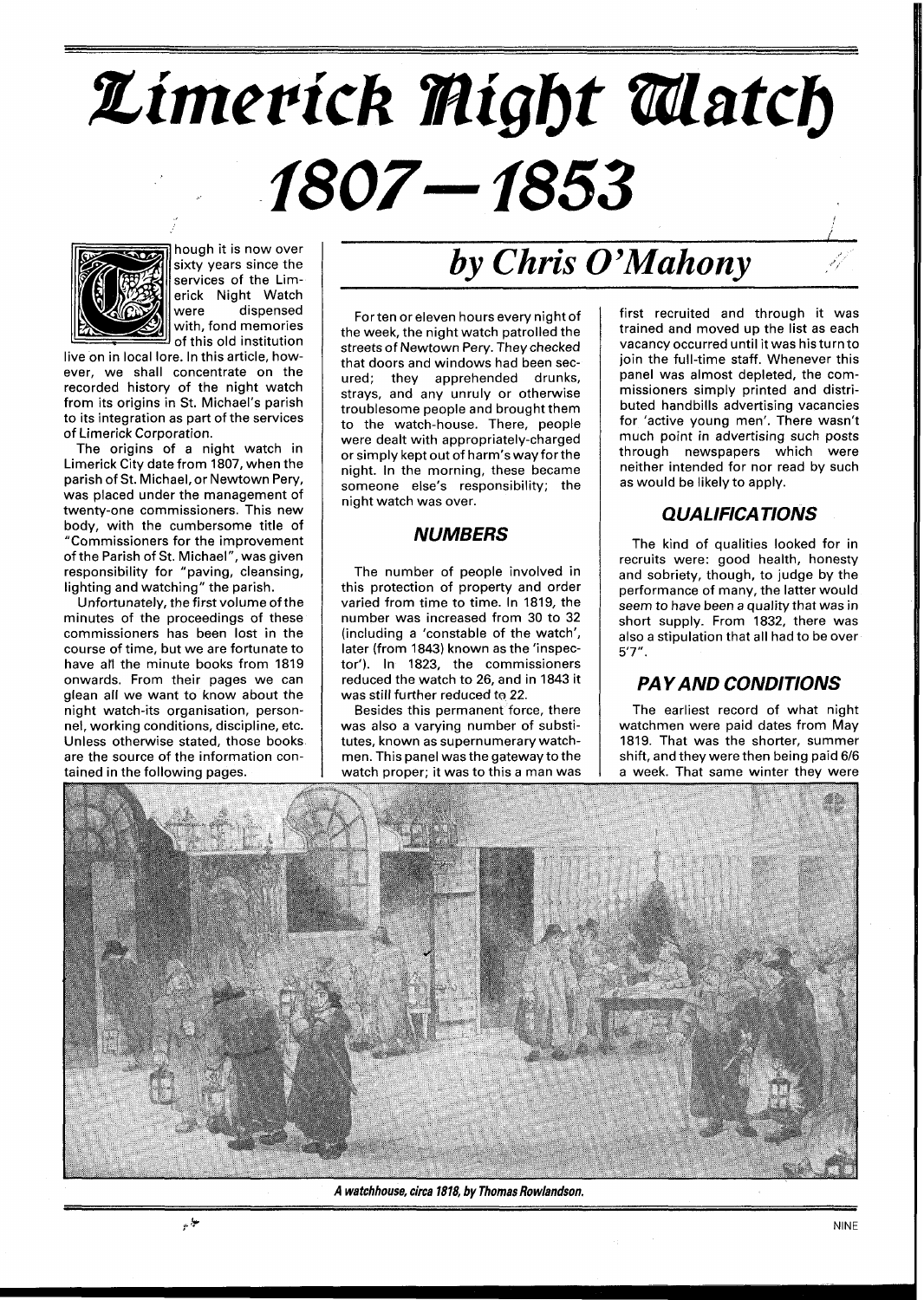# Limerick Night Watch 1807—1853

## *by Chris O'Mahony*

Though it is now over sixty years since the services of the Limerick Night Watch were dispensed with, fond memories of this old institution live on in local lore. In this article, however, we shall concentrate on the recorded history of the night watch from its origins in St. Michael's parish to its integration as part of the services of Limerick Corporation.

The origins of a night watch in Limerick City date from 1807, when the parish of St. Michael, or Newtown Pery, was placed under the management of twenty-one commissioners. This new body, with the cumbersome title of "Commissioners for the improvement of the Parish of St. Michael", was given responsibility for "paving, cleansing, lighting and watching" the parish.

Unfortunately, the first volume of the minutes of the proceedings of these commissioners has been lost in the course of time, but we are fortunate to have all the minute books from 1819 onwards. From their pages we can glean all we want to know about the night watch-its organisation, personnel, working conditions, discipline, etc. Unless otherwise stated, those books are the source of the information contained in the following pages.

For ten or eleven hours every night of the week, the night watch patrolled the streets of Newtown Pery. They checked that doors and windows had been secured; they apprehended drunks, strays, and any unruly or otherwise troublesome people and brought them to the watch-house. There, people were dealt with appropriately-charged or simply kept out of harm's way for the night. In the morning, these became someone else's responsibility; the night watch was over.

### NUMBERS

The number of people involved in this protection of property and order varied from time to time. In 1819, the number was increased from 30 to 32 (including a 'constable of the watch', later (from 1843) known as the 'inspector'). In 1823, the commissioners reduced the watch to 26, and in 1843 it was still further reduced to 22.

Besides this permanent force, there was also a varying number of substitutes, known as supernumerary watchmen. This panel was the gateway to the watch proper; it was to this a man was first recruited and through it was trained and moved up the list as each vacancy occurred until it was his turn to join the full-time staff. Whenever this panel was almost depleted, the commissioners simply printed and distributed handbills advertising vacancies for 'active young men'. There wasn't much point in advertising such posts through newspapers which were neither intended for nor read by such as would be likely to apply.

### QUALIFICATIONS

The kind of qualities looked for in recruits were: good health, honesty and sobriety, though, to judge by the performance of many, the latter would seem to have been a quality that was in short supply. From 1832, there was also a stipulation that all had to be over 5'7".

### PAY AND CONDITIONS

The earliest record of what night watchmen were paid dates from May 1819. That was the shorter, summer shift, and they were then being paid 6/6 a week. That same winter they were

*A watchhouse, circa 1818, by Thomas Rowlandson.*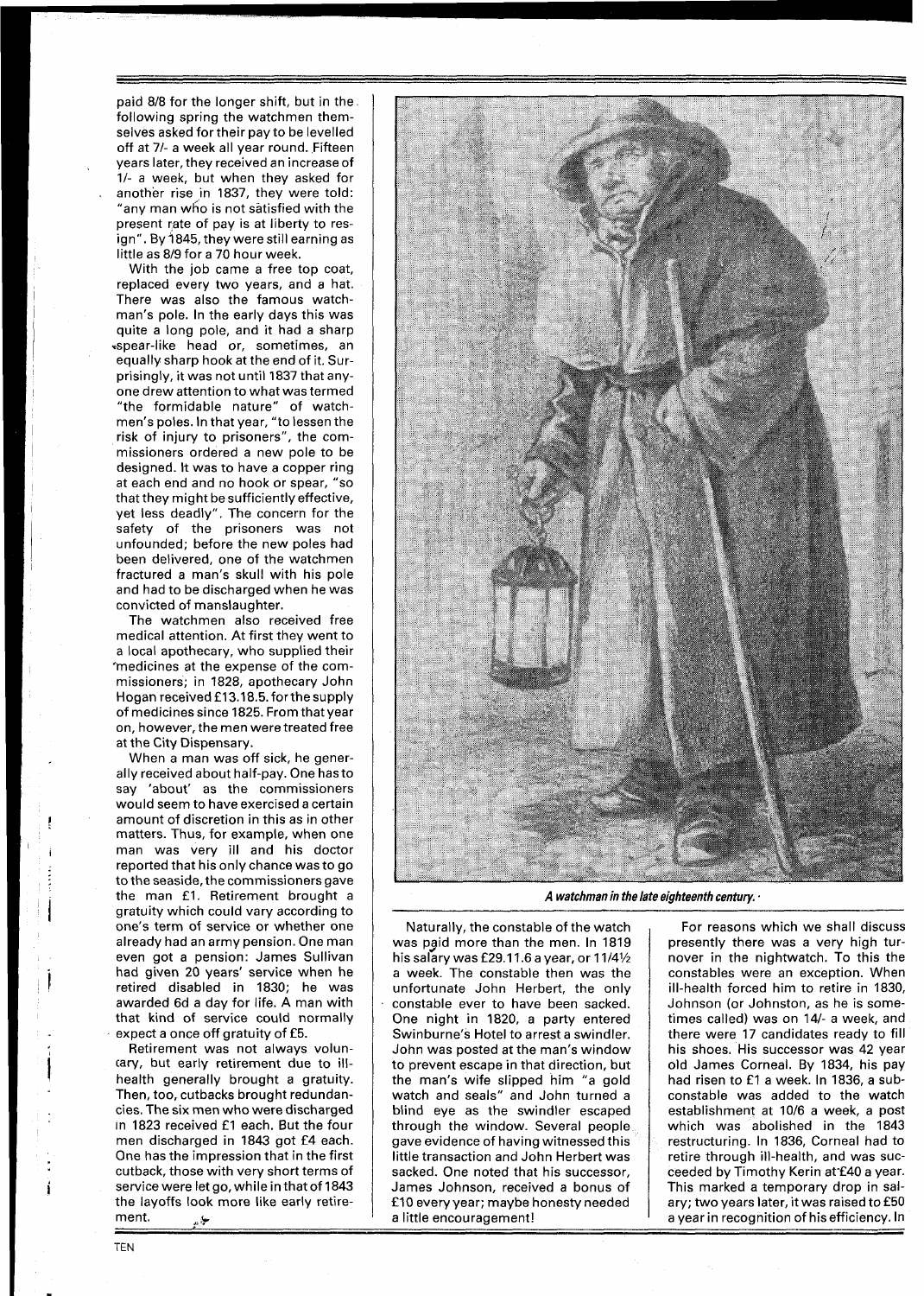paid 8/8 for the longer shift, but in the following spring the watchmen themselves asked for their pay to be levelled off at 7/- a week all year round. Fifteen years later, they received an increase of 1/- a week, but when they asked for another rise in 1837, they were told: "any man who is not satisfied with the present rate of pay is at liberty to resign". By 1845, they were still earning as little as 8/9 for a 70 hour week.

With the job came a free top coat, replaced every two years, and a hat. There was also the famous watchman's pole. In the early days this was quite a long pole, and it had a sharp spear-like head or, sometimes, an equally sharp hook at the end of it. Surprisingly, it was not until 1837 that anyone drew attention to what was termed "the formidable nature" of watchmen's poles. In that year, "to lessen the risk of injury to prisoners", the commissioners ordered a new pole to be designed. It was to have a copper ring at each end and no hook or spear, "so that they might be sufficiently effective, yet less deadly". The concern for the safety of the prisoners was not unfounded; before the new poles had been delivered, one of the watchmen fractured a man's skull with his pole and had to be discharged when he was convicted of manslaughter.

The watchmen also received free medical attention. At first they went to a local apothecary, who supplied their medicines at the expense of the commissioners; in 1828, apothecary John Hogan received £13.18.5. for the supply of medicines since 1825. From that year on, however, the men were treated free at the City Dispensary.

When a man was off sick, he generally received about half-pay. One has to say 'about' as the commissioners would seem to have exercised a certain amount of discretion in this as in other matters. Thus, for example, when one man was very ill and his doctor reported that his only chance was to go to the seaside, the commissioners gave the man £1. Retirement brought a gratuity which could vary according to one's term of service or whether one already had an army pension. One man even got a pension: James Sullivan had given 20 years' service when he retired disabled in 1830; he was awarded 6d a day for life. A man with that kind of service could normally expect a once off gratuity of £5.

Retirement was not always voluntary, but early retirement due to ill-health generally brought a gratuity. Then, too, cutbacks brought redundancies. The six men who were discharged in 1823 received £1 each. But the four men discharged in 1843 got £4 each. One has the impression that in the first cutback, those with very short terms of service were let go, while in that of 1843 the layoffs look more like early retirement.

*A watchman in the late eighteenth century.*

Naturally, the constable of the watch was paid more than the men. In 1819 his salary was £29.11.6 a year, or 11/4½ a week. The constable then was the unfortunate John Herbert, the only constable ever to have been sacked. One night in 1820, a party entered Swinburne's Hotel to arrest a swindler. John was posted at the man's window to prevent escape in that direction, but the man's wife slipped him "a gold watch and seals" and John turned a blind eye as the swindler escaped through the window. Several people gave evidence of having witnessed this little transaction and John Herbert was sacked. One noted that his successor, James Johnson, received a bonus of £10 every year; maybe honesty needed a little encouragement!

For reasons which we shall discuss presently there was a very high turnover in the nightwatch. To this the constables were an exception. When ill-health forced him to retire in 1830, Johnson (or Johnston, as he is sometimes called) was on 14/- a week, and there were 17 candidates ready to fill his shoes. His successor was 42 year old James Corneal. By 1834, his pay had risen to £1 a week. In 1836, a sub-constable was added to the watch establishment at 10/6 a week, a post which was abolished in the 1843 restructuring. In 1836, Corneal had to retire through ill-health, and was succeeded by Timothy Kerin at £40 a year. This marked a temporary drop in salary; two years later, it was raised to £50 a year in recognition of his efficiency. In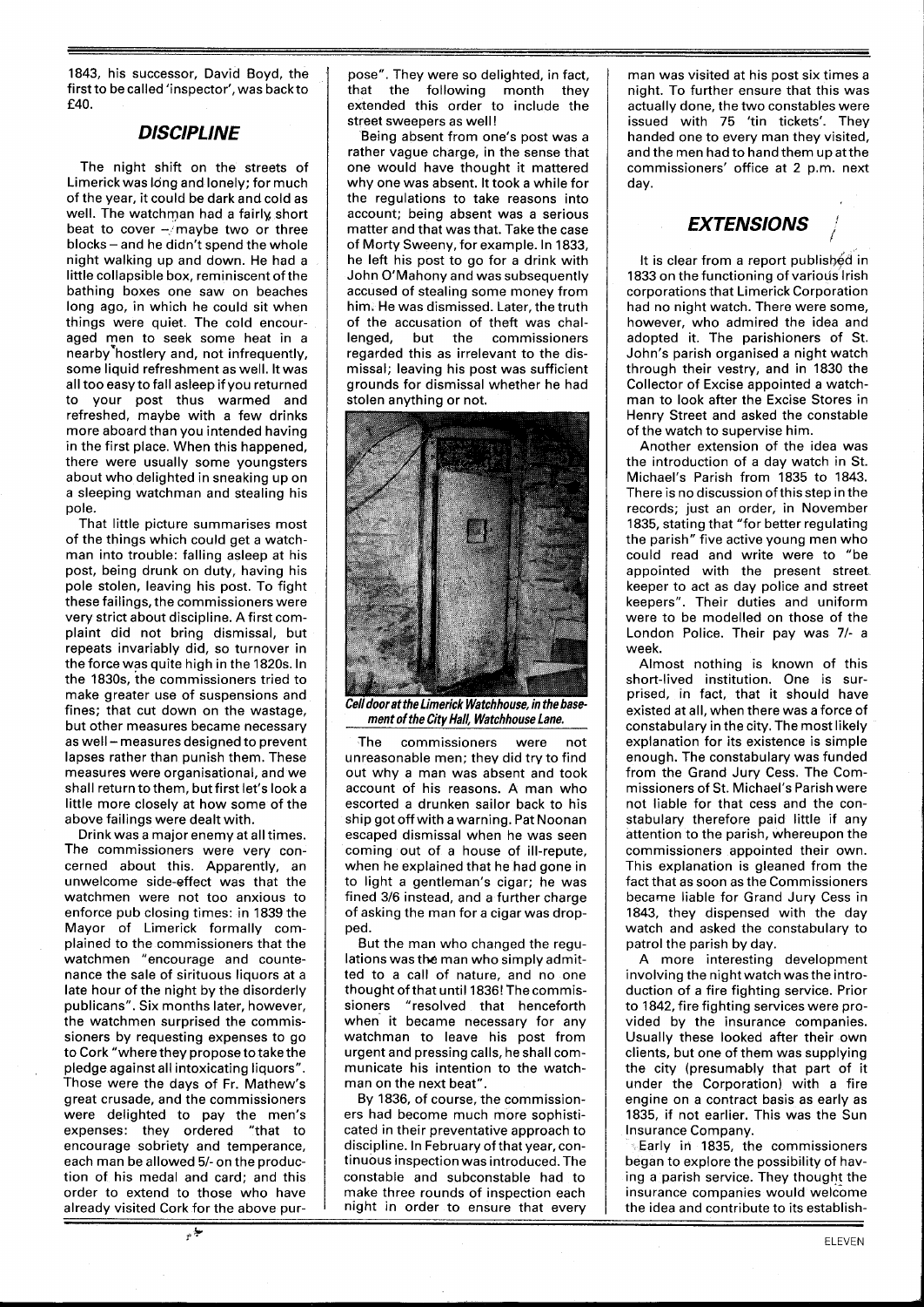1843, his successor, David Boyd, the first to be called 'inspector', was back to £40.

## DISCIPLINE

The night shift on the streets of Limerick was long and lonely; for much of the year, it could be dark and cold as well. The watchman had a fairly short beat to cover – maybe two or three blocks – and he didn't spend the whole night walking up and down. He had a little collapsible box, reminiscent of the bathing boxes one saw on beaches long ago, in which he could sit when things were quiet. The cold encouraged men to seek some heat in a nearby hostlery and, not infrequently, some liquid refreshment as well. It was all too easy to fall asleep if you returned to your post thus warmed and refreshed, maybe with a few drinks more aboard than you intended having in the first place. When this happened, there were usually some youngsters about who delighted in sneaking up on a sleeping watchman and stealing his pole.

That little picture summarises most of the things which could get a watchman into trouble: falling asleep at his post, being drunk on duty, having his pole stolen, leaving his post. To fight these failings, the commissioners were very strict about discipline. A first complaint did not bring dismissal, but repeats invariably did, so turnover in the force was quite high in the 1820s. In the 1830s, the commissioners tried to make greater use of suspensions and fines; that cut down on the wastage, but other measures became necessary as well – measures designed to prevent lapses rather than punish them. These measures were organisational, and we shall return to them, but first let's look a little more closely at how some of the above failings were dealt with.

Drink was a major enemy at all times. The commissioners were very concerned about this. Apparently, an unwelcome side-effect was that the watchmen were not too anxious to enforce pub closing times: in 1839 the Mayor of Limerick formally complained to the commissioners that the watchmen "encourage and countenance the sale of sirituous liquors at a late hour of the night by the disorderly publicans". Six months later, however, the watchmen surprised the commissioners by requesting expenses to go to Cork "where they propose to take the pledge against all intoxicating liquors". Those were the days of Fr. Mathew's great crusade, and the commissioners were delighted to pay the men's expenses: they ordered "that to encourage sobriety and temperance, each man be allowed 5/- on the production of his medal and card; and this order to extend to those who have already visited Cork for the above purpose". They were so delighted, in fact, that the following month they extended this order to include the street sweepers as well!

Being absent from one's post was a rather vague charge, in the sense that one would have thought it mattered why one was absent. It took a while for the regulations to take reasons into account; being absent was a serious matter and that was that. Take the case of Morty Sweeny, for example. In 1833, he left his post to go for a drink with John O'Mahony and was subsequently accused of stealing some money from him. He was dismissed. Later, the truth of the accusation of theft was challenged, but the commissioners regarded this as irrelevant to the dismissal; leaving his post was sufficient grounds for dismissal whether he had stolen anything or not.

*Cell door at the Limerick Watchhouse, in the basement of the City Hall, Watchhouse Lane.*

The commissioners were not unreasonable men; they did try to find out why a man was absent and took account of his reasons. A man who escorted a drunken sailor back to his ship got off with a warning. Pat Noonan escaped dismissal when he was seen coming out of a house of ill-repute, when he explained that he had gone in to light a gentleman's cigar; he was fined 3/6 instead, and a further charge of asking the man for a cigar was dropped.

But the man who changed the regulations was the man who simply admitted to a call of nature, and no one thought of that until 1836! The commissioners "resolved that henceforth when it became necessary for any watchman to leave his post from urgent and pressing calls, he shall communicate his intention to the watchman on the next beat".

By 1836, of course, the commissioners had become much more sophisticated in their preventative approach to discipline. In February of that year, continuous inspection was introduced. The constable and subconstable had to make three rounds of inspection each night in order to ensure that every man was visited at his post six times a night. To further ensure that this was actually done, the two constables were issued with 75 'tin tickets'. They handed one to every man they visited, and the men had to hand them up at the commissioners' office at 2 p.m. next day.

## EXTENSIONS

It is clear from a report published in 1833 on the functioning of various Irish corporations that Limerick Corporation had no night watch. There were some, however, who admired the idea and adopted it. The parishioners of St. John's parish organised a night watch through their vestry, and in 1830 the Collector of Excise appointed a watchman to look after the Excise Stores in Henry Street and asked the constable of the watch to supervise him.

Another extension of the idea was the introduction of a day watch in St. Michael's Parish from 1835 to 1843. There is no discussion of this step in the records; just an order, in November 1835, stating that "for better regulating the parish" five active young men who could read and write were to "be appointed with the present street keeper to act as day police and street keepers". Their duties and uniform were to be modelled on those of the London Police. Their pay was 7/- a week.

Almost nothing is known of this short-lived institution. One is surprised, in fact, that it should have existed at all, when there was a force of constabulary in the city. The most likely explanation for its existence is simple enough. The constabulary was funded from the Grand Jury Cess. The Commissioners of St. Michael's Parish were not liable for that cess and the constabulary therefore paid little if any attention to the parish, whereupon the commissioners appointed their own. This explanation is gleaned from the fact that as soon as the Commissioners became liable for Grand Jury Cess in 1843, they dispensed with the day watch and asked the constabulary to patrol the parish by day.

A more interesting development involving the night watch was the introduction of a fire fighting service. Prior to 1842, fire fighting services were provided by the insurance companies. Usually these looked after their own clients, but one of them was supplying the city (presumably that part of it under the Corporation) with a fire engine on a contract basis as early as 1835, if not earlier. This was the Sun Insurance Company.

Early in 1835, the commissioners began to explore the possibility of having a parish service. They thought the insurance companies would welcome the idea and contribute to its establish-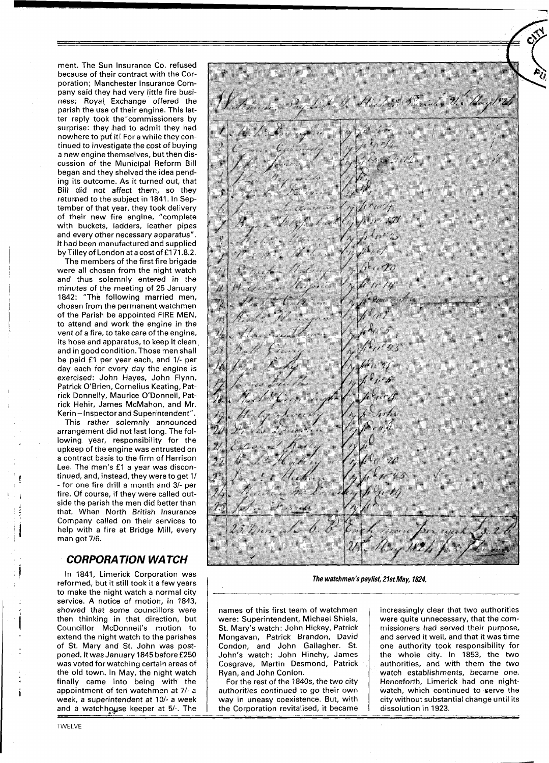ment. The Sun Insurance Co. refused because of their contract with the Corporation; Manchester Insurance Company said they had very little fire business; Royal Exchange offered the parish the use of their engine. This latter reply took the commissioners by surprise: they had to admit they had nowhere to put it! For a while they continued to investigate the cost of buying a new engine themselves, but then discussion of the Municipal Reform Bill began and they shelved the idea pending its outcome. As it turned out, that Bill did not affect them, so they returned to the subject in 1841. In September of that year, they took delivery of their new fire engine, "complete with buckets, ladders, leather pipes and every other necessary apparatus". It had been manufactured and supplied by Tilley of London at a cost of £171.8.2.

The members of the first fire brigade were all chosen from the night watch and thus solemnly entered in the minutes of the meeting of 25 January 1842: "The following married men, chosen from the permanent watchmen of the Parish be appointed FIRE MEN, to attend and work the engine in the vent of a fire, to take care of the engine, its hose and apparatus, to keep it clean and in good condition. Those men shall be paid £1 per year each, and 1/- per day each for every day the engine is exercised: John Hayes, John Flynn, Patrick O'Brien, Cornelius Keating, Patrick Donnelly, Maurice O'Donnell, Patrick Hehir, James McMahon, and Mr. Kerin – Inspector and Superintendent".

This rather solemnly announced arrangement did not last long. The following year, responsibility for the upkeep of the engine was entrusted on a contract basis to the firm of Harrison Lee. The men's £1 a year was discontinued, and, instead, they were to get 1/- for one fire drill a month and 3/- per fire. Of course, if they were called outside the parish the men did better than that. When North British Insurance Company called on their services to help with a fire at Bridge Mill, every man got 7/6.

## CORPORATION WATCH

In 1841, Limerick Corporation was reformed, but it still took it a few years to make the night watch a normal city service. A notice of motion, in 1843, showed that some councillors were then thinking in that direction, but Councillor McDonnell's motion to extend the night watch to the parishes of St. Mary and St. John was postponed. It was January 1845 before £250 was voted for watching certain areas of the old town. In May, the night watch finally came into being with the appointment of ten watchmen at 7/- a week, a superintendent at 10/- a week and a watchhouse keeper at 5/-. The names of this first team of watchmen were: Superintendent, Michael Shiels, St. Mary's watch: John Hickey, Patrick Mongavan, Patrick Brandon, David Condon, and John Gallagher. St. John's watch: John Hinchy, James Cosgrave, Martin Desmond, Patrick Ryan, and John Conlon.

For the rest of the 1840s, the two city authorities continued to go their own way in uneasy coexistence. But, with the Corporation revitalised, it became increasingly clear that two authorities were quite unnecessary, that the commissioners had served their purpose, and served it well, and that it was time one authority took responsibility for the whole city. In 1853, the two authorities, and with them the two watch establishments, became one. Henceforth, Limerick had one night-watch, which continued to serve the city without substantial change until its dissolution in 1923.

*The watchmen's paylist, 21st May, 1824.*